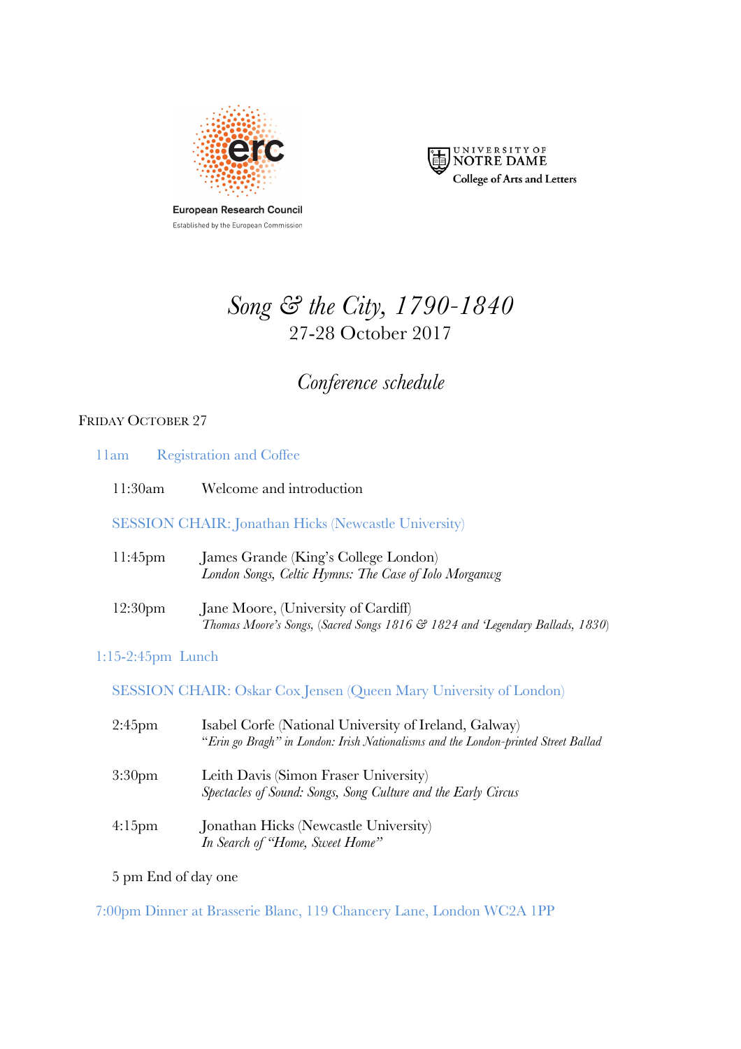European Research Council

Established by the European Commission

UNIVERSITY OF NOTRE DAME

College of Arts and Letters

# *Song & the City, 1790-1840*

27-28 October 2017

## *Conference schedule*

FRIDAY OCTOBER 27

11am Registration and Coffee

11:30am Welcome and introduction

SESSION CHAIR: Jonathan Hicks (Newcastle University)

11:45pm James Grande (King's College London)
*London Songs, Celtic Hymns: The Case of Iolo Morganwg*

12:30pm Jane Moore, (University of Cardiff)
*Thomas Moore's Songs, (Sacred Songs 1816 & 1824 and 'Legendary Ballads, 1830)*

1:15-2:45pm Lunch

SESSION CHAIR: Oskar Cox Jensen (Queen Mary University of London)

2:45pm Isabel Corfe (National University of Ireland, Galway)
*"Erin go Bragh" in London: Irish Nationalisms and the London-printed Street Ballad*

3:30pm Leith Davis (Simon Fraser University)
*Spectacles of Sound: Songs, Song Culture and the Early Circus*

4:15pm Jonathan Hicks (Newcastle University)
*In Search of "Home, Sweet Home"*

5 pm End of day one

7:00pm Dinner at Brasserie Blanc, 119 Chancery Lane, London WC2A 1PP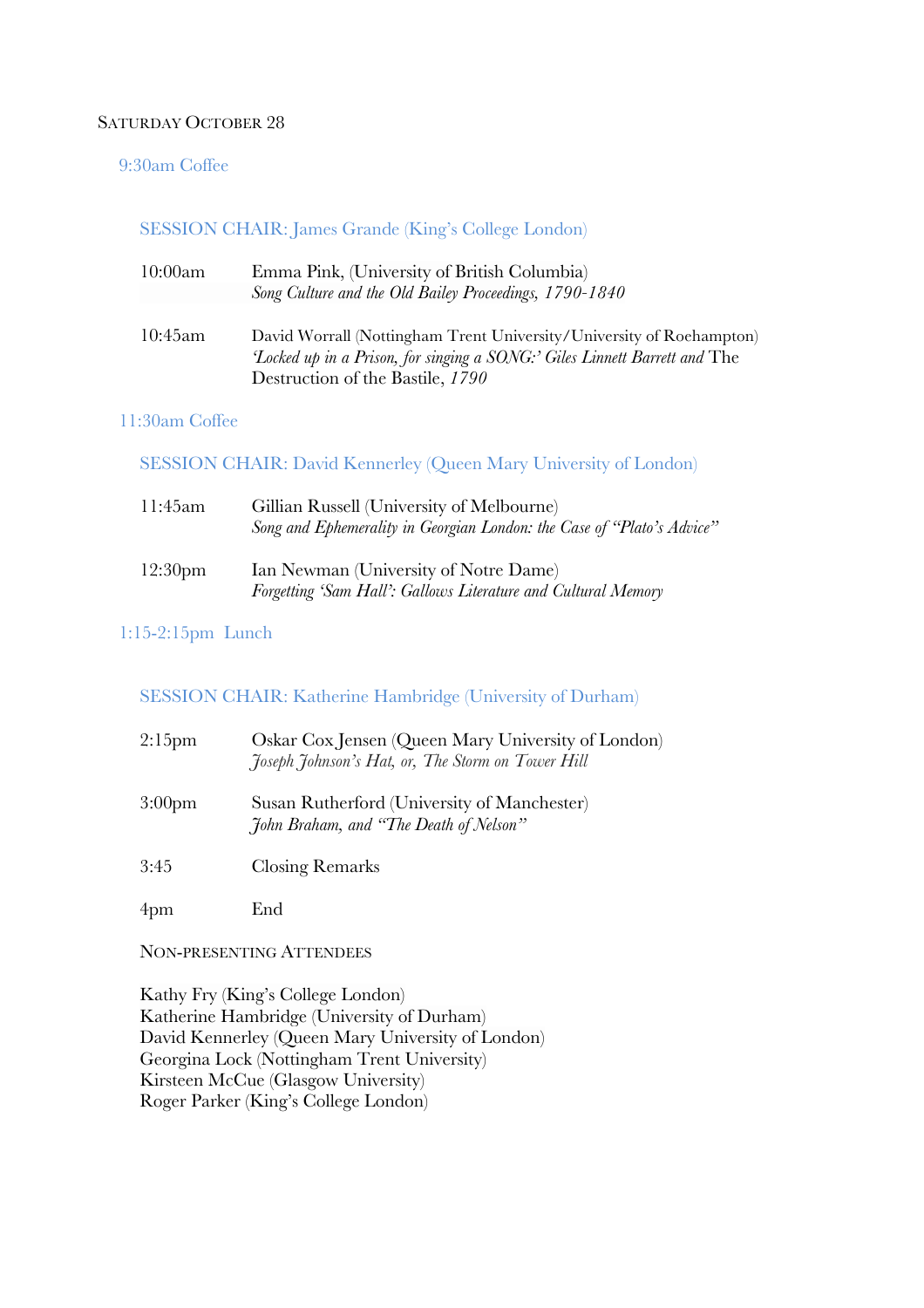## Saturday October 28

9:30am Coffee

SESSION CHAIR: James Grande (King's College London)

| | |
|---|---|
| 10:00am | Emma Pink, (University of British Columbia)<br>*Song Culture and the Old Bailey Proceedings, 1790-1840* |
| 10:45am | David Worrall (Nottingham Trent University/University of Roehampton)<br>*'Locked up in a Prison, for singing a SONG:' Giles Linnett Barrett and* The Destruction of the Bastile, *1790* |

11:30am Coffee

SESSION CHAIR: David Kennerley (Queen Mary University of London)

| | |
|---|---|
| 11:45am | Gillian Russell (University of Melbourne)<br>*Song and Ephemerality in Georgian London: the Case of "Plato's Advice"* |
| 12:30pm | Ian Newman (University of Notre Dame)<br>*Forgetting 'Sam Hall': Gallows Literature and Cultural Memory* |

1:15-2:15pm Lunch

SESSION CHAIR: Katherine Hambridge (University of Durham)

| | |
|---|---|
| 2:15pm | Oskar Cox Jensen (Queen Mary University of London)<br>*Joseph Johnson's Hat, or, The Storm on Tower Hill* |
| 3:00pm | Susan Rutherford (University of Manchester)<br>*John Braham, and "The Death of Nelson"* |
| 3:45 | Closing Remarks |
| 4pm | End |

### Non-presenting Attendees

Kathy Fry (King's College London)
Katherine Hambridge (University of Durham)
David Kennerley (Queen Mary University of London)
Georgina Lock (Nottingham Trent University)
Kirsteen McCue (Glasgow University)
Roger Parker (King's College London)